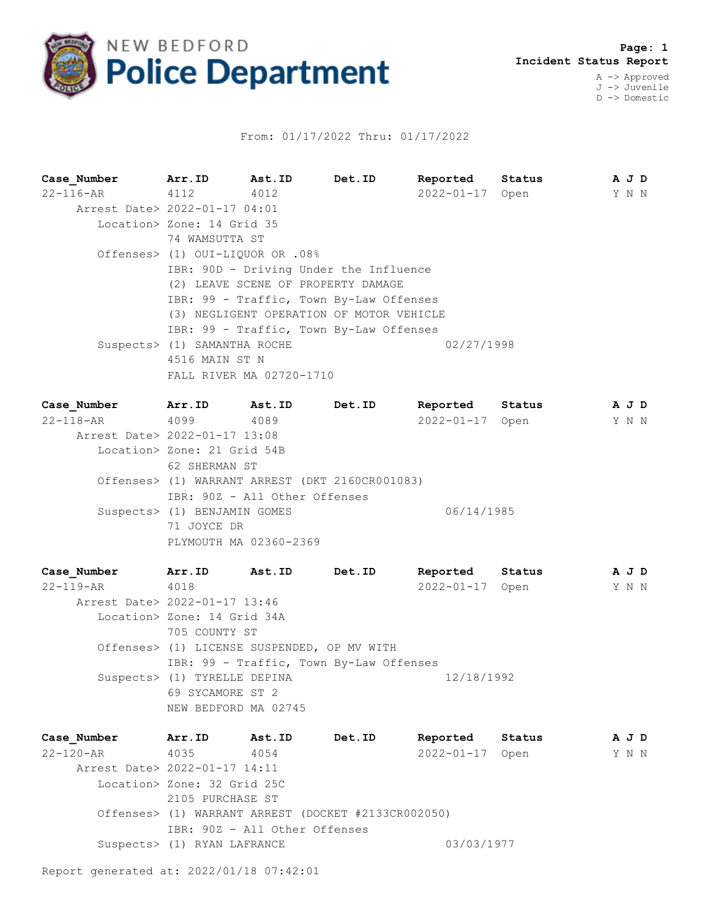# NEW BEDFORD Police Department

**Page: 1**
**Incident Status Report**

A -> Approved
J -> Juvenile
D -> Domestic

From: 01/17/2022 Thru: 01/17/2022

| Case_Number | Arr.ID | Ast.ID | Det.ID | Reported | Status | A J D |
|---|---|---|---|---|---|---|
| 22-116-AR | 4112 | 4012 | | 2022-01-17 | Open | Y N N |

Arrest Date> 2022-01-17 04:01
Location> Zone: 14 Grid 35
74 WAMSUTTA ST
Offenses> (1) OUI-LIQUOR OR .08%
IBR: 90D - Driving Under the Influence
(2) LEAVE SCENE OF PROPERTY DAMAGE
IBR: 99 - Traffic, Town By-Law Offenses
(3) NEGLIGENT OPERATION OF MOTOR VEHICLE
IBR: 99 - Traffic, Town By-Law Offenses
Suspects> (1) SAMANTHA ROCHE 02/27/1998
4516 MAIN ST N
FALL RIVER MA 02720-1710

| Case_Number | Arr.ID | Ast.ID | Det.ID | Reported | Status | A J D |
|---|---|---|---|---|---|---|
| 22-118-AR | 4099 | 4089 | | 2022-01-17 | Open | Y N N |

Arrest Date> 2022-01-17 13:08
Location> Zone: 21 Grid 54B
62 SHERMAN ST
Offenses> (1) WARRANT ARREST (DKT 2160CR001083)
IBR: 90Z - All Other Offenses
Suspects> (1) BENJAMIN GOMES 06/14/1985
71 JOYCE DR
PLYMOUTH MA 02360-2369

| Case_Number | Arr.ID | Ast.ID | Det.ID | Reported | Status | A J D |
|---|---|---|---|---|---|---|
| 22-119-AR | 4018 | | | 2022-01-17 | Open | Y N N |

Arrest Date> 2022-01-17 13:46
Location> Zone: 14 Grid 34A
705 COUNTY ST
Offenses> (1) LICENSE SUSPENDED, OP MV WITH
IBR: 99 - Traffic, Town By-Law Offenses
Suspects> (1) TYRELLE DEPINA 12/18/1992
69 SYCAMORE ST 2
NEW BEDFORD MA 02745

| Case_Number | Arr.ID | Ast.ID | Det.ID | Reported | Status | A J D |
|---|---|---|---|---|---|---|
| 22-120-AR | 4035 | 4054 | | 2022-01-17 | Open | Y N N |

Arrest Date> 2022-01-17 14:11
Location> Zone: 32 Grid 25C
2105 PURCHASE ST
Offenses> (1) WARRANT ARREST (DOCKET #2133CR002050)
IBR: 90Z - All Other Offenses
Suspects> (1) RYAN LAFRANCE 03/03/1977

Report generated at: 2022/01/18 07:42:01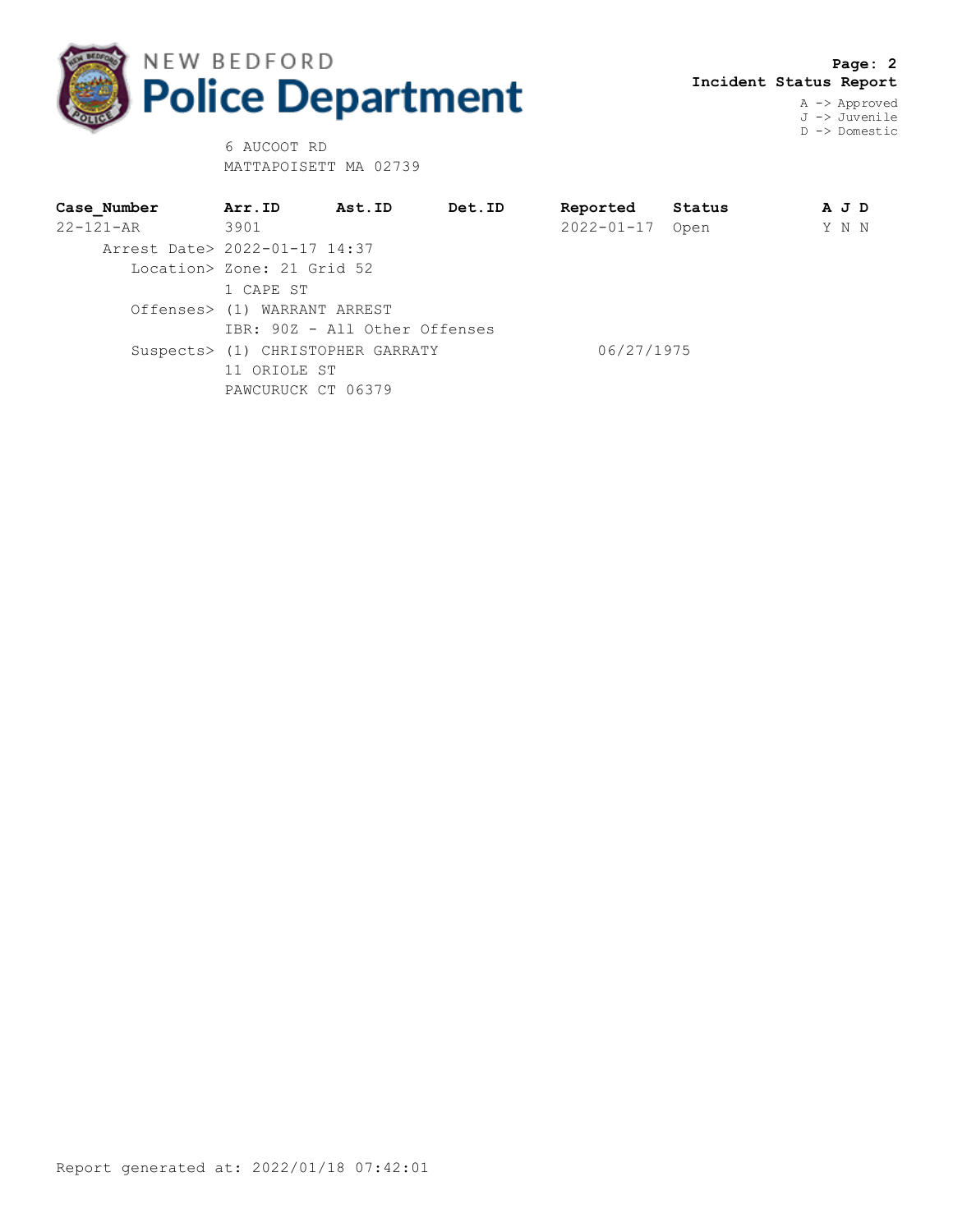# NEW BEDFORD Police Department

**Incident Status Report**

A -> Approved
J -> Juvenile
D -> Domestic

6 AUCOOT RD
MATTAPOISETT MA 02739

| Case_Number | Arr.ID | Ast.ID | Det.ID | Reported | Status | A J D |
|---|---|---|---|---|---|---|
| 22-121-AR | 3901 | | | 2022-01-17 | Open | Y N N |

Arrest Date> 2022-01-17 14:37

Location> Zone: 21 Grid 52
1 CAPE ST

Offenses> (1) WARRANT ARREST
IBR: 90Z - All Other Offenses

Suspects> (1) CHRISTOPHER GARRATY 06/27/1975
11 ORIOLE ST
PAWCURUCK CT 06379

Report generated at: 2022/01/18 07:42:01